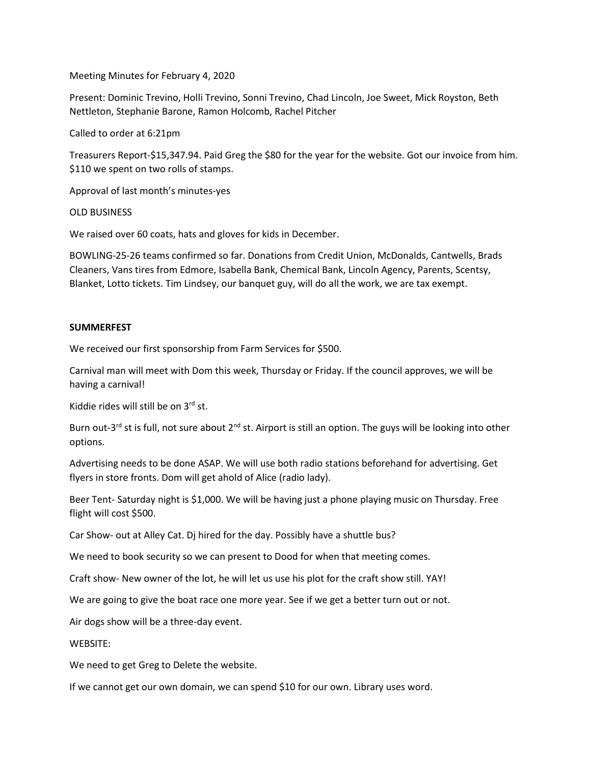Meeting Minutes for February 4, 2020

Present: Dominic Trevino, Holli Trevino, Sonni Trevino, Chad Lincoln, Joe Sweet, Mick Royston, Beth Nettleton, Stephanie Barone, Ramon Holcomb, Rachel Pitcher

Called to order at 6:21pm

Treasurers Report-$15,347.94. Paid Greg the $80 for the year for the website. Got our invoice from him. $110 we spent on two rolls of stamps.

Approval of last month's minutes-yes

OLD BUSINESS

We raised over 60 coats, hats and gloves for kids in December.

BOWLING-25-26 teams confirmed so far. Donations from Credit Union, McDonalds, Cantwells, Brads Cleaners, Vans tires from Edmore, Isabella Bank, Chemical Bank, Lincoln Agency, Parents, Scentsy, Blanket, Lotto tickets. Tim Lindsey, our banquet guy, will do all the work, we are tax exempt.

**SUMMERFEST**

We received our first sponsorship from Farm Services for $500.

Carnival man will meet with Dom this week, Thursday or Friday. If the council approves, we will be having a carnival!

Kiddie rides will still be on 3rd st.

Burn out-3rd st is full, not sure about 2nd st. Airport is still an option. The guys will be looking into other options.

Advertising needs to be done ASAP. We will use both radio stations beforehand for advertising. Get flyers in store fronts. Dom will get ahold of Alice (radio lady).

Beer Tent- Saturday night is $1,000. We will be having just a phone playing music on Thursday. Free flight will cost $500.

Car Show- out at Alley Cat. Dj hired for the day. Possibly have a shuttle bus?

We need to book security so we can present to Dood for when that meeting comes.

Craft show- New owner of the lot, he will let us use his plot for the craft show still. YAY!

We are going to give the boat race one more year. See if we get a better turn out or not.

Air dogs show will be a three-day event.

WEBSITE:

We need to get Greg to Delete the website.

If we cannot get our own domain, we can spend $10 for our own. Library uses word.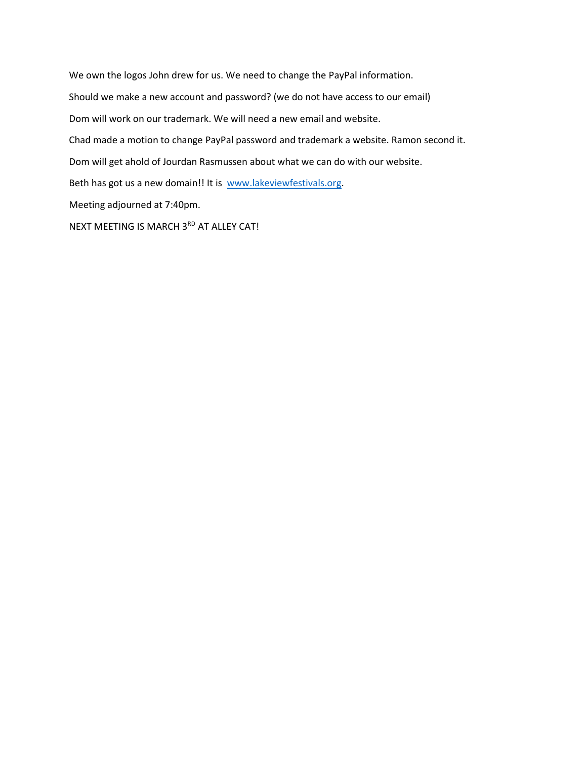We own the logos John drew for us. We need to change the PayPal information.

Should we make a new account and password? (we do not have access to our email)

Dom will work on our trademark. We will need a new email and website.

Chad made a motion to change PayPal password and trademark a website. Ramon second it.

Dom will get ahold of Jourdan Rasmussen about what we can do with our website.

Beth has got us a new domain!! It is [www.lakeviewfestivals.org](http://www.lakeviewfestivals.org).

Meeting adjourned at 7:40pm.

NEXT MEETING IS MARCH 3RD AT ALLEY CAT!